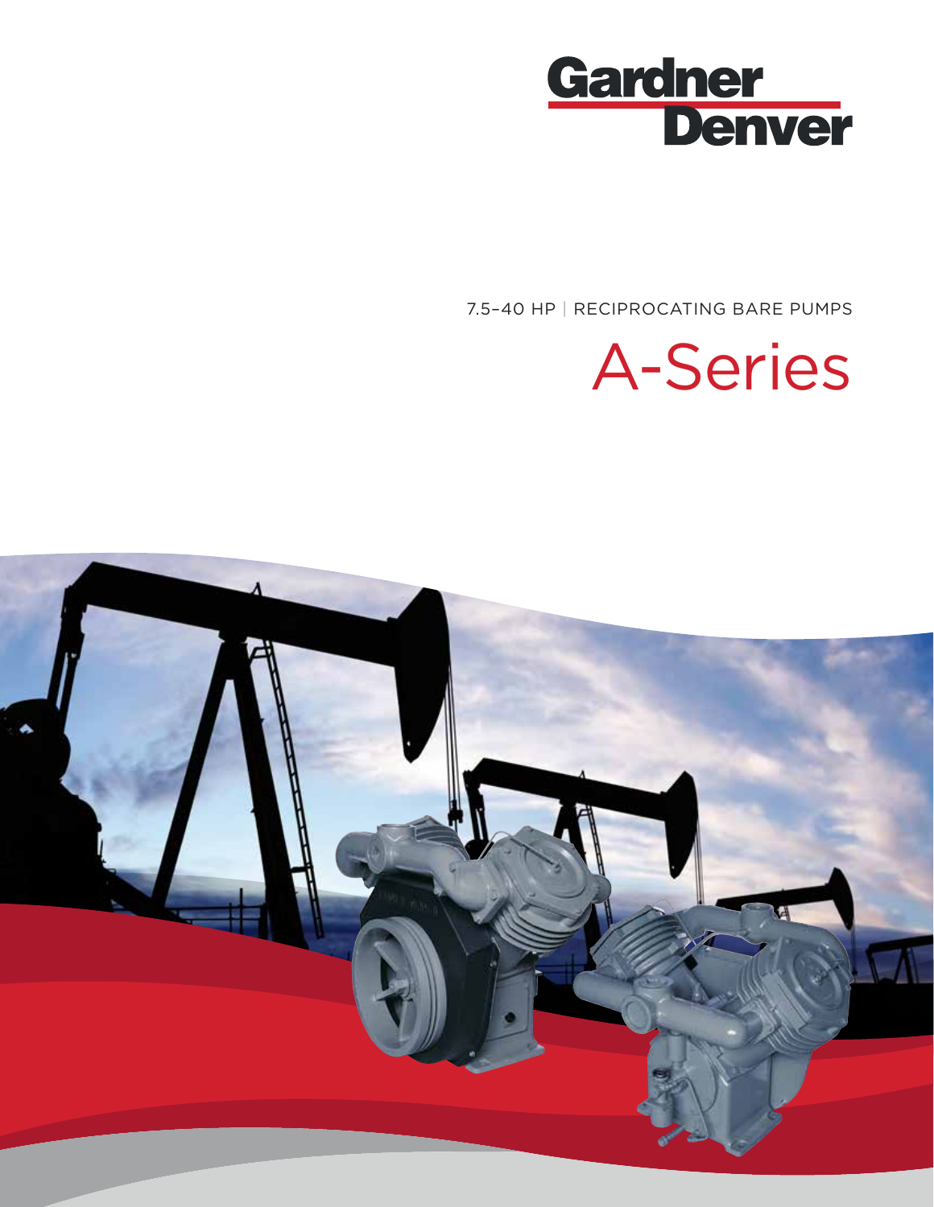Gardner Denver

7.5–40 HP | RECIPROCATING BARE PUMPS

# A-Series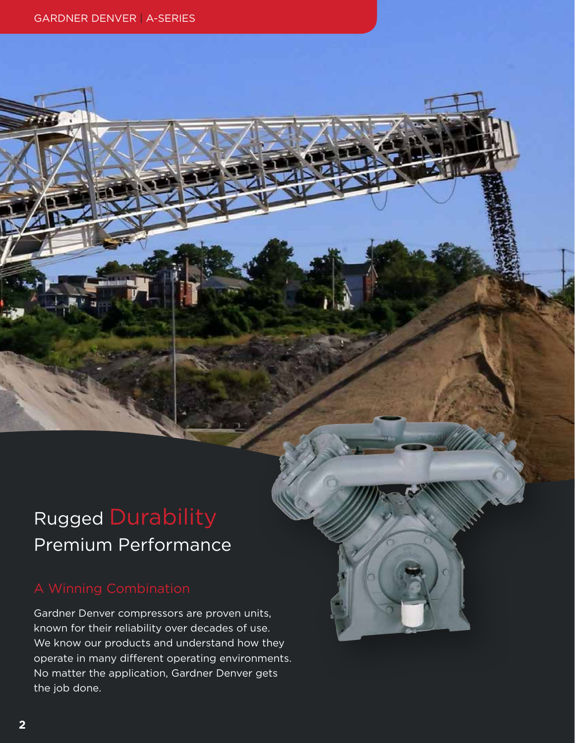# Rugged Durability Premium Performance

## A Winning Combination

Gardner Denver compressors are proven units, known for their reliability over decades of use. We know our products and understand how they operate in many different operating environments. No matter the application, Gardner Denver gets the job done.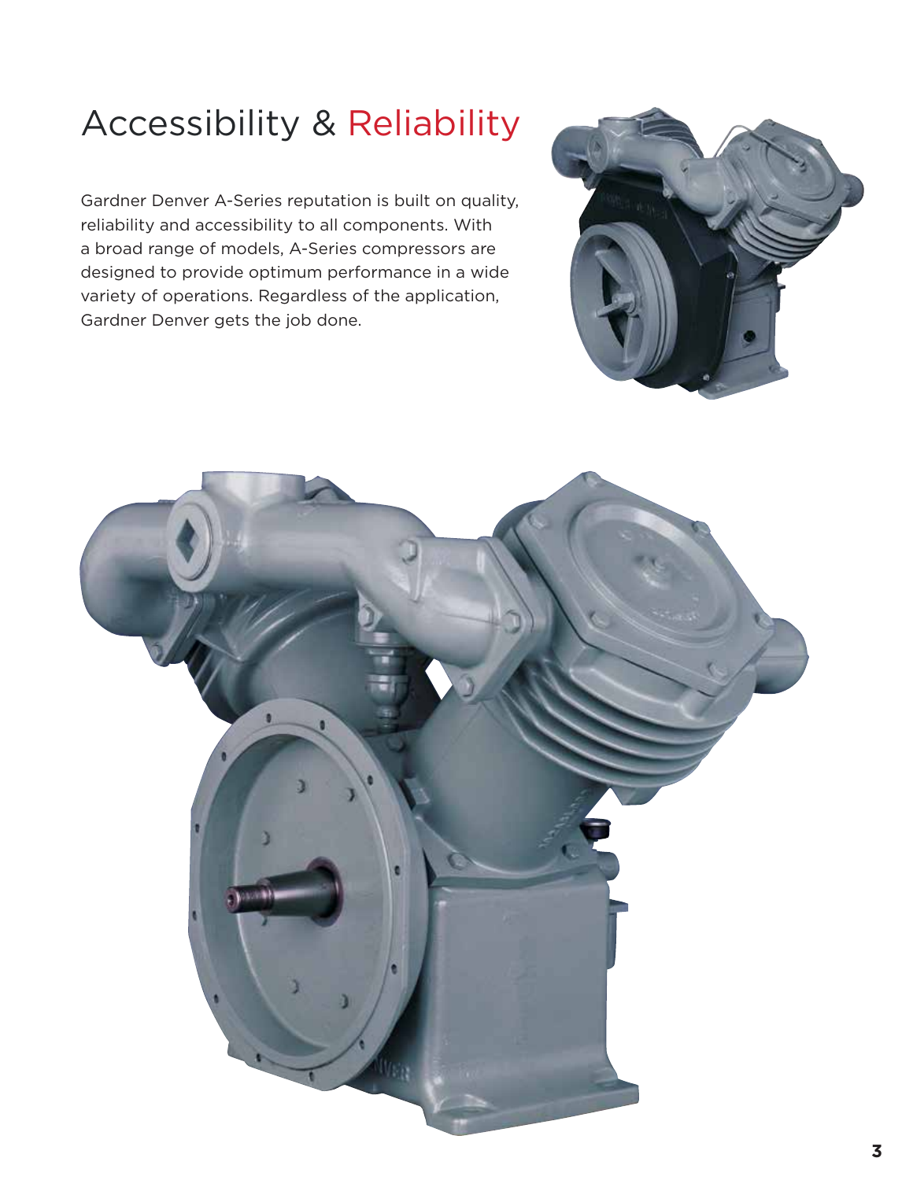# Accessibility & Reliability

Gardner Denver A-Series reputation is built on quality, reliability and accessibility to all components. With a broad range of models, A-Series compressors are designed to provide optimum performance in a wide variety of operations. Regardless of the application, Gardner Denver gets the job done.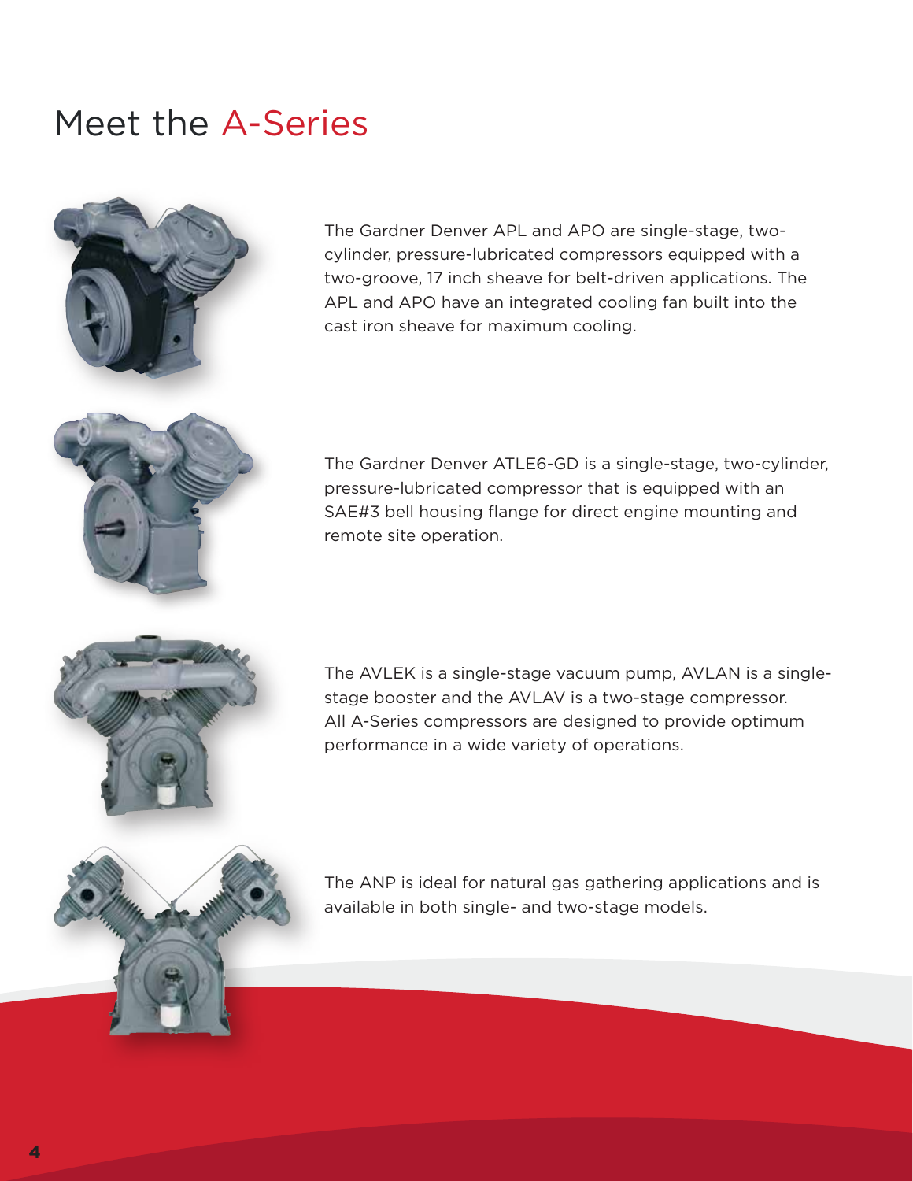# Meet the A-Series

The Gardner Denver APL and APO are single-stage, two-cylinder, pressure-lubricated compressors equipped with a two-groove, 17 inch sheave for belt-driven applications. The APL and APO have an integrated cooling fan built into the cast iron sheave for maximum cooling.

The Gardner Denver ATLE6-GD is a single-stage, two-cylinder, pressure-lubricated compressor that is equipped with an SAE#3 bell housing flange for direct engine mounting and remote site operation.

The AVLEK is a single-stage vacuum pump, AVLAN is a single-stage booster and the AVLAV is a two-stage compressor. All A-Series compressors are designed to provide optimum performance in a wide variety of operations.

The ANP is ideal for natural gas gathering applications and is available in both single- and two-stage models.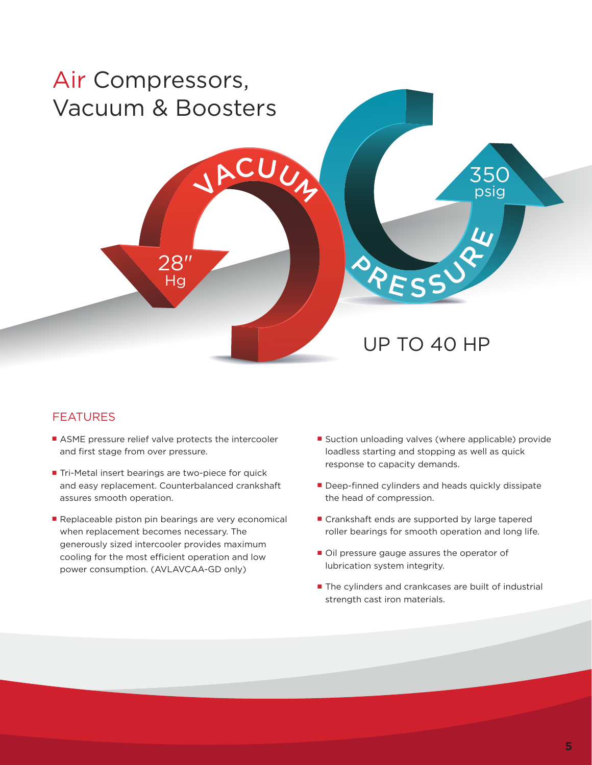# Air Compressors, Vacuum & Boosters

VACUUM

28" Hg

PRESSURE

350 psig

UP TO 40 HP

## FEATURES

- ASME pressure relief valve protects the intercooler and first stage from over pressure.
- Tri-Metal insert bearings are two-piece for quick and easy replacement. Counterbalanced crankshaft assures smooth operation.
- Replaceable piston pin bearings are very economical when replacement becomes necessary. The generously sized intercooler provides maximum cooling for the most efficient operation and low power consumption. (AVLAVCAA-GD only)
- Suction unloading valves (where applicable) provide loadless starting and stopping as well as quick response to capacity demands.
- Deep-finned cylinders and heads quickly dissipate the head of compression.
- Crankshaft ends are supported by large tapered roller bearings for smooth operation and long life.
- Oil pressure gauge assures the operator of lubrication system integrity.
- The cylinders and crankcases are built of industrial strength cast iron materials.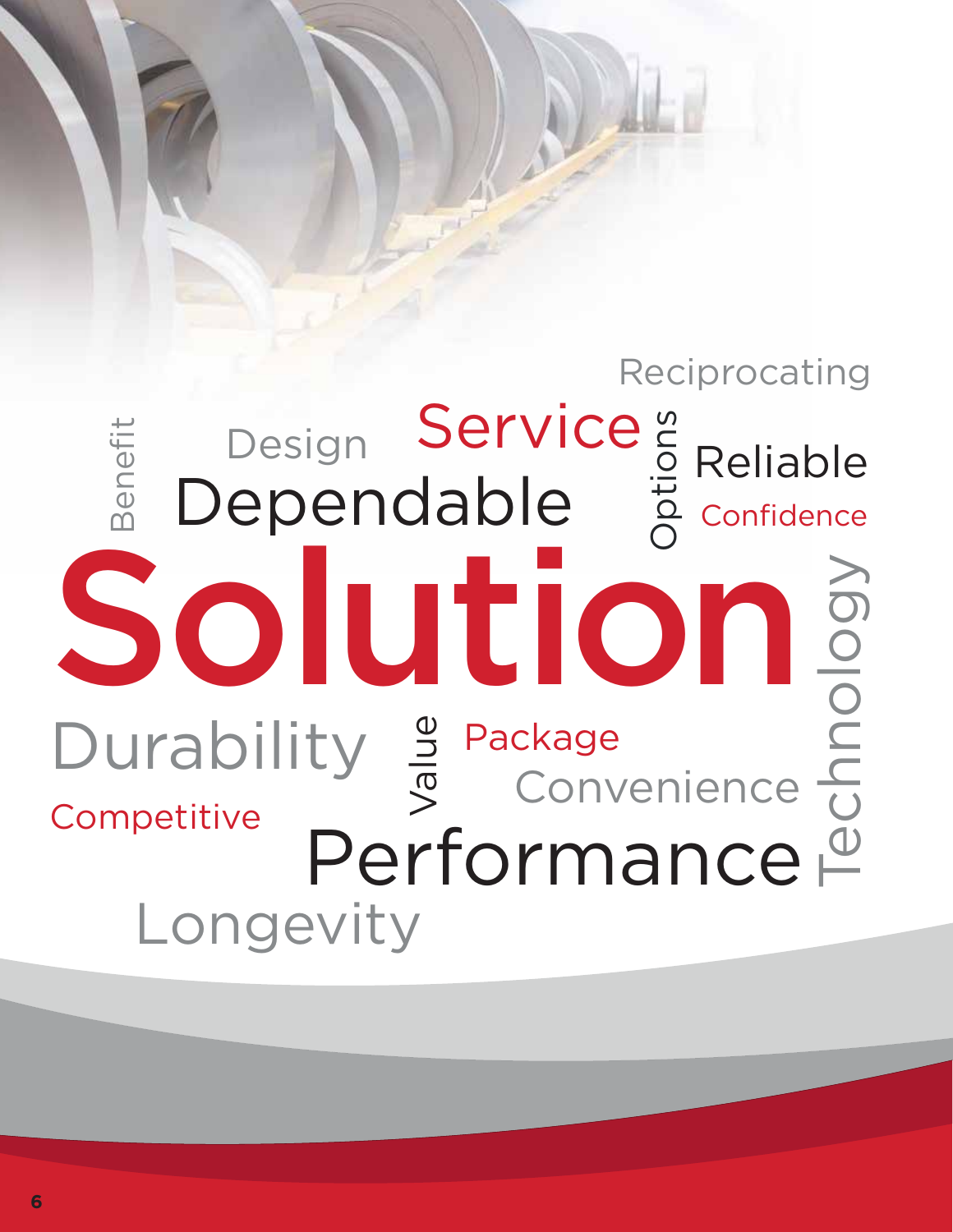Reciprocating

Benefit Design Service Options Reliable

Dependable Confidence

# Solution

Technology

Durability Value Package

Convenience

Competitive

Performance

Longevity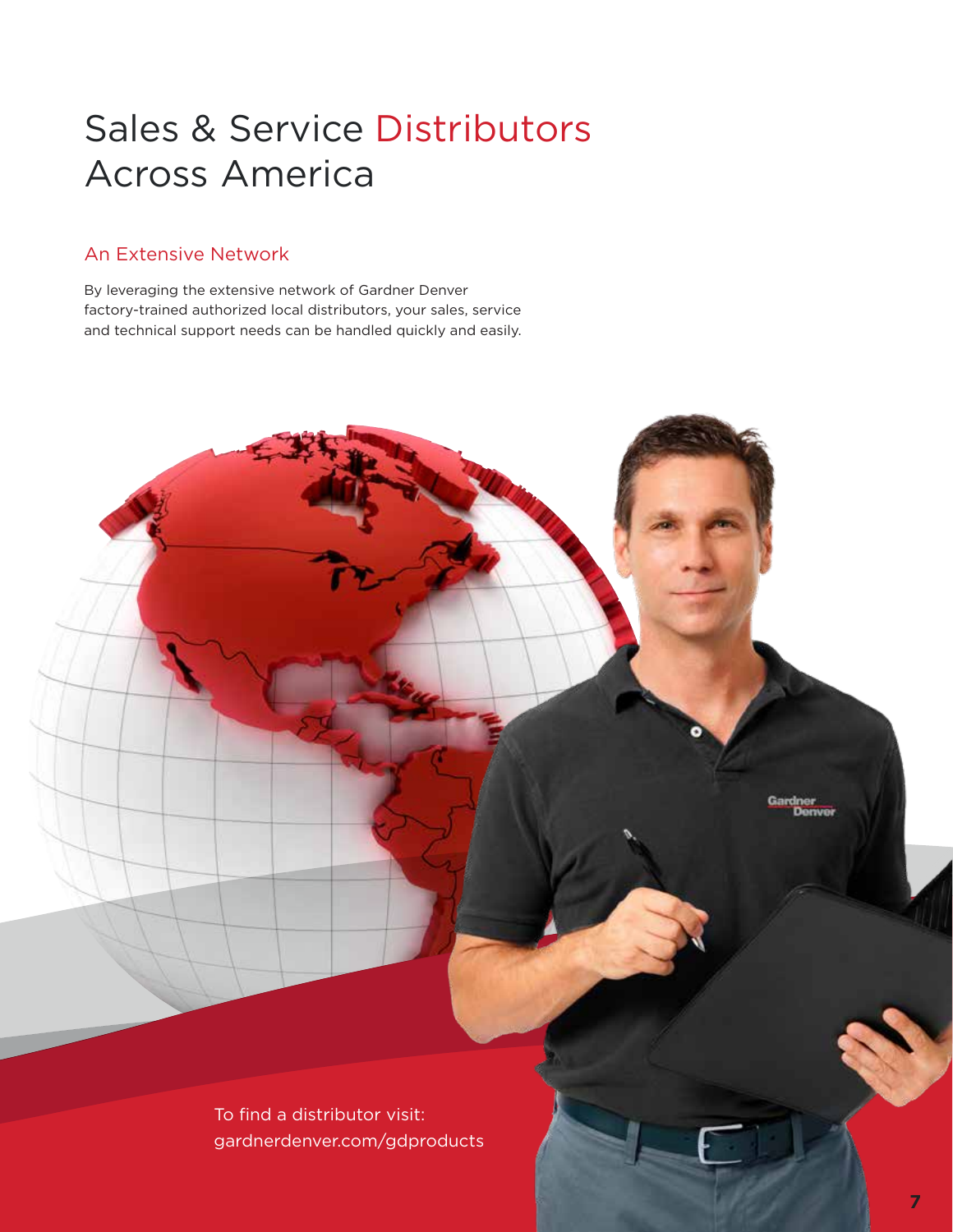# Sales & Service Distributors Across America

## An Extensive Network

By leveraging the extensive network of Gardner Denver factory-trained authorized local distributors, your sales, service and technical support needs can be handled quickly and easily.

To find a distributor visit:
gardnerdenver.com/gdproducts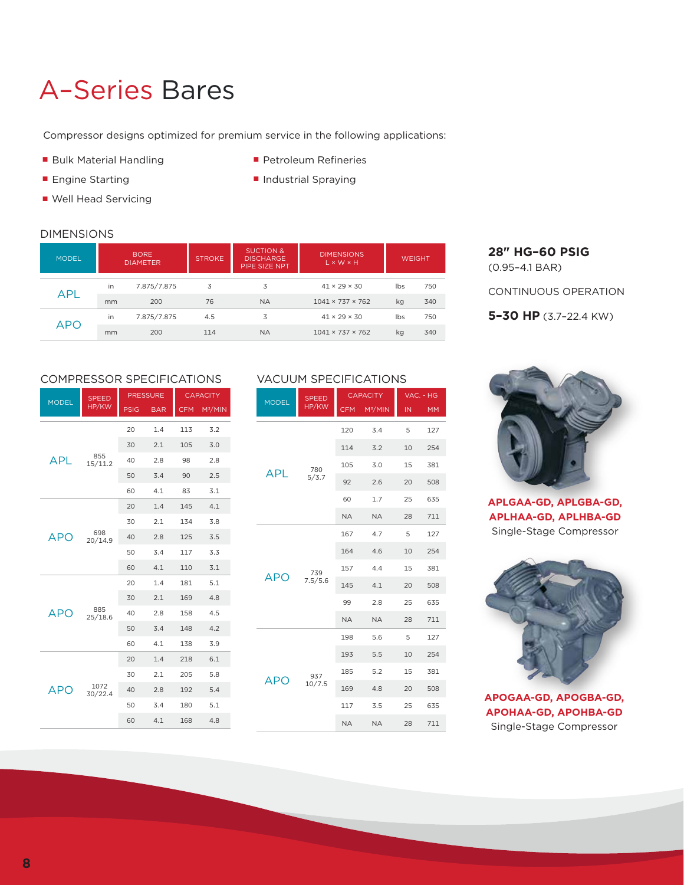# A-Series Bares

Compressor designs optimized for premium service in the following applications:

- Bulk Material Handling
- Engine Starting
- Well Head Servicing
- Petroleum Refineries
- Industrial Spraying

**28" HG–60 PSIG** (0.95–4.1 BAR)

CONTINUOUS OPERATION

**5–30 HP** (3.7–22.4 KW)

## DIMENSIONS

| MODEL | | BORE DIAMETER | STROKE | SUCTION & DISCHARGE PIPE SIZE NPT | DIMENSIONS L × W × H | WEIGHT | |
|---|---|---|---|---|---|---|---|
| APL | in | 7.875/7.875 | 3 | 3 | 41 × 29 × 30 | lbs | 750 |
| | mm | 200 | 76 | NA | 1041 × 737 × 762 | kg | 340 |
| APO | in | 7.875/7.875 | 4.5 | 3 | 41 × 29 × 30 | lbs | 750 |
| | mm | 200 | 114 | NA | 1041 × 737 × 762 | kg | 340 |

## COMPRESSOR SPECIFICATIONS

| MODEL | SPEED HP/KW | PRESSURE | | CAPACITY | |
|---|---|---|---|---|---|
| | | PSIG | BAR | CFM | M³/MIN |
| APL | 855 15/11.2 | 20 | 1.4 | 113 | 3.2 |
| | | 30 | 2.1 | 105 | 3.0 |
| | | 40 | 2.8 | 98 | 2.8 |
| | | 50 | 3.4 | 90 | 2.5 |
| | | 60 | 4.1 | 83 | 3.1 |
| APO | 698 20/14.9 | 20 | 1.4 | 145 | 4.1 |
| | | 30 | 2.1 | 134 | 3.8 |
| | | 40 | 2.8 | 125 | 3.5 |
| | | 50 | 3.4 | 117 | 3.3 |
| | | 60 | 4.1 | 110 | 3.1 |
| APO | 885 25/18.6 | 20 | 1.4 | 181 | 5.1 |
| | | 30 | 2.1 | 169 | 4.8 |
| | | 40 | 2.8 | 158 | 4.5 |
| | | 50 | 3.4 | 148 | 4.2 |
| | | 60 | 4.1 | 138 | 3.9 |
| APO | 1072 30/22.4 | 20 | 1.4 | 218 | 6.1 |
| | | 30 | 2.1 | 205 | 5.8 |
| | | 40 | 2.8 | 192 | 5.4 |
| | | 50 | 3.4 | 180 | 5.1 |
| | | 60 | 4.1 | 168 | 4.8 |

## VACUUM SPECIFICATIONS

| MODEL | SPEED HP/KW | CAPACITY | | VAC. - HG | |
|---|---|---|---|---|---|
| | | CFM | M³/MIN | IN | MM |
| APL | 780 5/3.7 | 120 | 3.4 | 5 | 127 |
| | | 114 | 3.2 | 10 | 254 |
| | | 105 | 3.0 | 15 | 381 |
| | | 92 | 2.6 | 20 | 508 |
| | | 60 | 1.7 | 25 | 635 |
| | | NA | NA | 28 | 711 |
| APO | 739 7.5/5.6 | 167 | 4.7 | 5 | 127 |
| | | 164 | 4.6 | 10 | 254 |
| | | 157 | 4.4 | 15 | 381 |
| | | 145 | 4.1 | 20 | 508 |
| | | 99 | 2.8 | 25 | 635 |
| | | NA | NA | 28 | 711 |
| APO | 937 10/7.5 | 198 | 5.6 | 5 | 127 |
| | | 193 | 5.5 | 10 | 254 |
| | | 185 | 5.2 | 15 | 381 |
| | | 169 | 4.8 | 20 | 508 |
| | | 117 | 3.5 | 25 | 635 |
| | | NA | NA | 28 | 711 |

**APLGAA-GD, APLGBA-GD, APLHAA-GD, APLHBA-GD**
Single-Stage Compressor

**APOGAA-GD, APOGBA-GD, APOHAA-GD, APOHBA-GD**
Single-Stage Compressor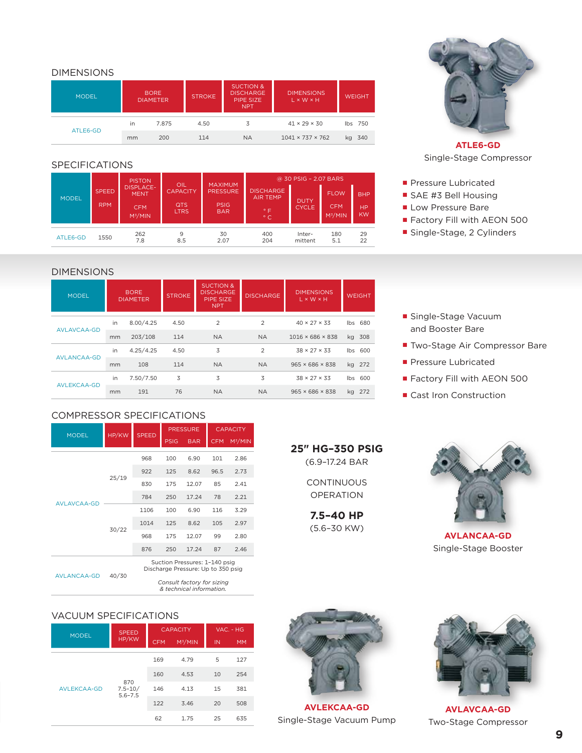## DIMENSIONS

| MODEL | | BORE DIAMETER | STROKE | SUCTION & DISCHARGE PIPE SIZE NPT | DIMENSIONS L × W × H | WEIGHT | |
|---|---|---|---|---|---|---|---|
| ATLE6-GD | in | 7.875 | 4.50 | 3 | 41 × 29 × 30 | lbs | 750 |
| | mm | 200 | 114 | NA | 1041 × 737 × 762 | kg | 340 |

## SPECIFICATIONS

| MODEL | SPEED | PISTON DISPLACEMENT | OIL CAPACITY | MAXIMUM PRESSURE | @ 30 PSIG – 2.07 BARS | | | |
|---|---|---|---|---|---|---|---|---|
| | RPM | CFM / M³/MIN | QTS / LTRS | PSIG / BAR | DISCHARGE AIR TEMP °F / °C | DUTY CYCLE | FLOW CFM / M³/MIN | BHP HP / KW |
| ATLE6-GD | 1550 | 262 / 7.8 | 9 / 8.5 | 30 / 2.07 | 400 / 204 | Inter-mittent | 180 / 5.1 | 29 / 22 |

**ATLE6-GD**
Single-Stage Compressor

- Pressure Lubricated
- SAE #3 Bell Housing
- Low Pressure Bare
- Factory Fill with AEON 500
- Single-Stage, 2 Cylinders

## DIMENSIONS

| MODEL | | BORE DIAMETER | STROKE | SUCTION & DISCHARGE PIPE SIZE NPT | DISCHARGE | DIMENSIONS L × W × H | WEIGHT | |
|---|---|---|---|---|---|---|---|---|
| AVLAVCAA-GD | in | 8.00/4.25 | 4.50 | 2 | 2 | 40 × 27 × 33 | lbs | 680 |
| | mm | 203/108 | 114 | NA | NA | 1016 × 686 × 838 | kg | 308 |
| AVLANCAA-GD | in | 4.25/4.25 | 4.50 | 3 | 2 | 38 × 27 × 33 | lbs | 600 |
| | mm | 108 | 114 | NA | NA | 965 × 686 × 838 | kg | 272 |
| AVLEKCAA-GD | in | 7.50/7.50 | 3 | 3 | 3 | 38 × 27 × 33 | lbs | 600 |
| | mm | 191 | 76 | NA | NA | 965 × 686 × 838 | kg | 272 |

- Single-Stage Vacuum and Booster Bare
- Two-Stage Air Compressor Bare
- Pressure Lubricated
- Factory Fill with AEON 500
- Cast Iron Construction

## COMPRESSOR SPECIFICATIONS

| MODEL | HP/KW | SPEED | PRESSURE | | CAPACITY | |
|---|---|---|---|---|---|---|
| | | | PSIG | BAR | CFM | M³/MIN |
| AVLAVCAA-GD | 25/19 | 968 | 100 | 6.90 | 101 | 2.86 |
| | | 922 | 125 | 8.62 | 96.5 | 2.73 |
| | | 830 | 175 | 12.07 | 85 | 2.41 |
| | | 784 | 250 | 17.24 | 78 | 2.21 |
| | 30/22 | 1106 | 100 | 6.90 | 116 | 3.29 |
| | | 1014 | 125 | 8.62 | 105 | 2.97 |
| | | 968 | 175 | 12.07 | 99 | 2.80 |
| | | 876 | 250 | 17.24 | 87 | 2.46 |
| AVLANCAA-GD | 40/30 | Suction Pressures: 1–140 psig; Discharge Pressure: Up to 350 psig; *Consult factory for sizing & technical information.* | | | | |

**25" HG–350 PSIG**
(6.9–17.24 BAR

CONTINUOUS OPERATION

**7.5–40 HP**
(5.6–30 KW)

**AVLANCAA-GD**
Single-Stage Booster

## VACUUM SPECIFICATIONS

| MODEL | SPEED HP/KW | CAPACITY | | VAC. - HG | |
|---|---|---|---|---|---|
| | | CFM | M³/MIN | IN | MM |
| AVLEKCAA-GD | 870 7.5–10/ 5.6–7.5 | 169 | 4.79 | 5 | 127 |
| | | 160 | 4.53 | 10 | 254 |
| | | 146 | 4.13 | 15 | 381 |
| | | 122 | 3.46 | 20 | 508 |
| | | 62 | 1.75 | 25 | 635 |

**AVLEKCAA-GD**
Single-Stage Vacuum Pump

**AVLAVCAA-GD**
Two-Stage Compressor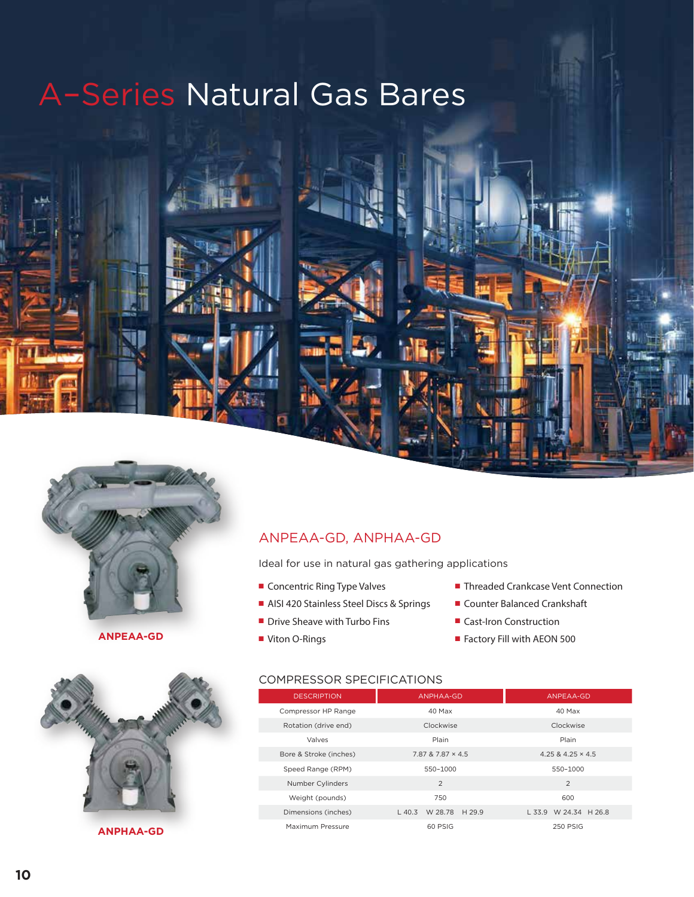# A–Series Natural Gas Bares

ANPEAA-GD

ANPHAA-GD

## ANPEAA-GD, ANPHAA-GD

Ideal for use in natural gas gathering applications

- Concentric Ring Type Valves
- AISI 420 Stainless Steel Discs & Springs
- Drive Sheave with Turbo Fins
- Viton O-Rings
- Threaded Crankcase Vent Connection
- Counter Balanced Crankshaft
- Cast-Iron Construction
- Factory Fill with AEON 500

### COMPRESSOR SPECIFICATIONS

| DESCRIPTION | ANPHAA-GD | ANPEAA-GD |
|---|---|---|
| Compressor HP Range | 40 Max | 40 Max |
| Rotation (drive end) | Clockwise | Clockwise |
| Valves | Plain | Plain |
| Bore & Stroke (inches) | 7.87 & 7.87 × 4.5 | 4.25 & 4.25 × 4.5 |
| Speed Range (RPM) | 550–1000 | 550–1000 |
| Number Cylinders | 2 | 2 |
| Weight (pounds) | 750 | 600 |
| Dimensions (inches) | L 40.3 W 28.78 H 29.9 | L 33.9 W 24.34 H 26.8 |
| Maximum Pressure | 60 PSIG | 250 PSIG |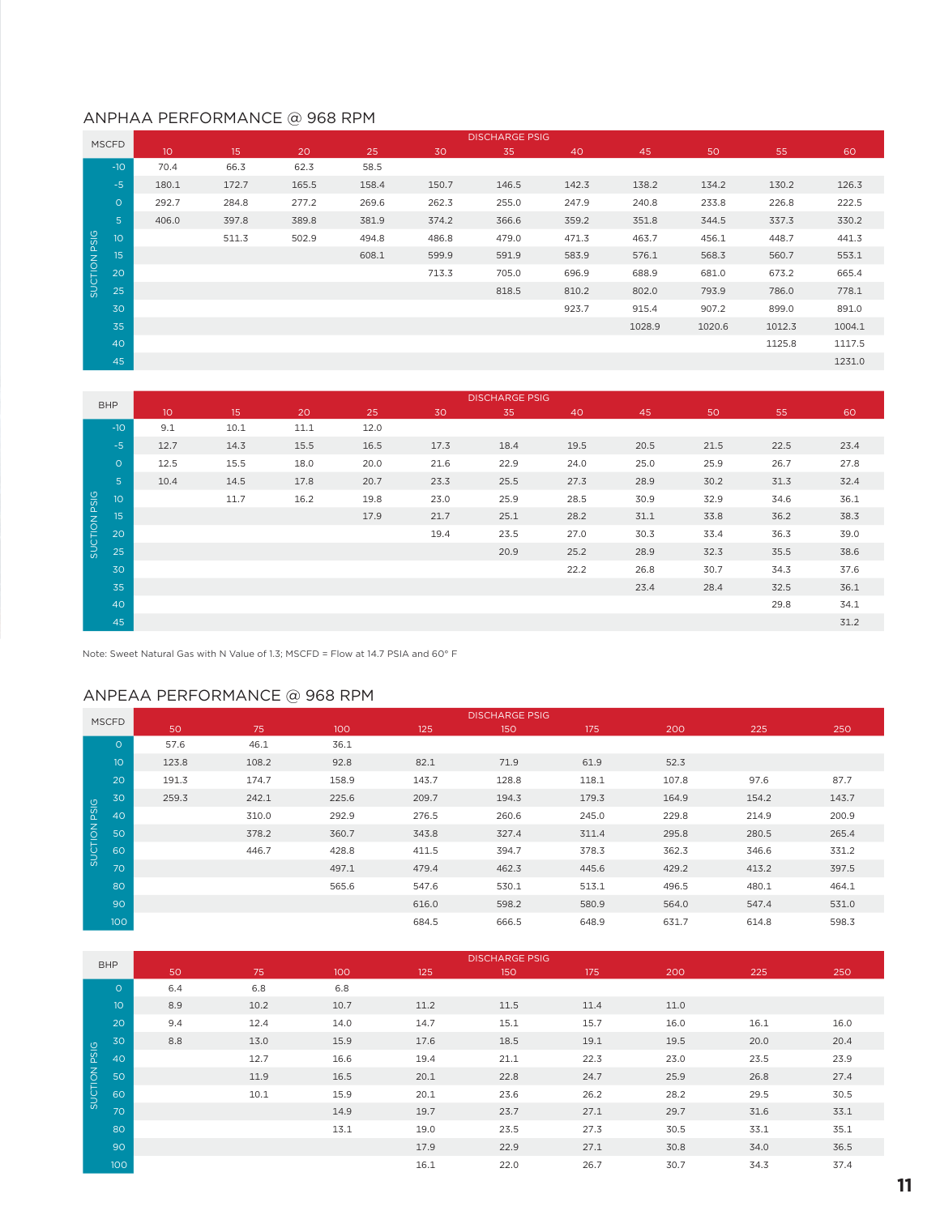## ANPHAA PERFORMANCE @ 968 RPM

| MSCFD | DISCHARGE PSIG | | | | | | | | | | |
|---|---|---|---|---|---|---|---|---|---|---|---|
| SUCTION PSIG | 10 | 15 | 20 | 25 | 30 | 35 | 40 | 45 | 50 | 55 | 60 |
| -10 | 70.4 | 66.3 | 62.3 | 58.5 | | | | | | | |
| -5 | 180.1 | 172.7 | 165.5 | 158.4 | 150.7 | 146.5 | 142.3 | 138.2 | 134.2 | 130.2 | 126.3 |
| 0 | 292.7 | 284.8 | 277.2 | 269.6 | 262.3 | 255.0 | 247.9 | 240.8 | 233.8 | 226.8 | 222.5 |
| 5 | 406.0 | 397.8 | 389.8 | 381.9 | 374.2 | 366.6 | 359.2 | 351.8 | 344.5 | 337.3 | 330.2 |
| 10 | | 511.3 | 502.9 | 494.8 | 486.8 | 479.0 | 471.3 | 463.7 | 456.1 | 448.7 | 441.3 |
| 15 | | | | 608.1 | 599.9 | 591.9 | 583.9 | 576.1 | 568.3 | 560.7 | 553.1 |
| 20 | | | | | 713.3 | 705.0 | 696.9 | 688.9 | 681.0 | 673.2 | 665.4 |
| 25 | | | | | | 818.5 | 810.2 | 802.0 | 793.9 | 786.0 | 778.1 |
| 30 | | | | | | | 923.7 | 915.4 | 907.2 | 899.0 | 891.0 |
| 35 | | | | | | | | 1028.9 | 1020.6 | 1012.3 | 1004.1 |
| 40 | | | | | | | | | | 1125.8 | 1117.5 |
| 45 | | | | | | | | | | | 1231.0 |

| BHP | DISCHARGE PSIG | | | | | | | | | | |
|---|---|---|---|---|---|---|---|---|---|---|---|
| SUCTION PSIG | 10 | 15 | 20 | 25 | 30 | 35 | 40 | 45 | 50 | 55 | 60 |
| -10 | 9.1 | 10.1 | 11.1 | 12.0 | | | | | | | |
| -5 | 12.7 | 14.3 | 15.5 | 16.5 | 17.3 | 18.4 | 19.5 | 20.5 | 21.5 | 22.5 | 23.4 |
| 0 | 12.5 | 15.5 | 18.0 | 20.0 | 21.6 | 22.9 | 24.0 | 25.0 | 25.9 | 26.7 | 27.8 |
| 5 | 10.4 | 14.5 | 17.8 | 20.7 | 23.3 | 25.5 | 27.3 | 28.9 | 30.2 | 31.3 | 32.4 |
| 10 | | 11.7 | 16.2 | 19.8 | 23.0 | 25.9 | 28.5 | 30.9 | 32.9 | 34.6 | 36.1 |
| 15 | | | | 17.9 | 21.7 | 25.1 | 28.2 | 31.1 | 33.8 | 36.2 | 38.3 |
| 20 | | | | | 19.4 | 23.5 | 27.0 | 30.3 | 33.4 | 36.3 | 39.0 |
| 25 | | | | | | 20.9 | 25.2 | 28.9 | 32.3 | 35.5 | 38.6 |
| 30 | | | | | | | 22.2 | 26.8 | 30.7 | 34.3 | 37.6 |
| 35 | | | | | | | | 23.4 | 28.4 | 32.5 | 36.1 |
| 40 | | | | | | | | | | 29.8 | 34.1 |
| 45 | | | | | | | | | | | 31.2 |

Note: Sweet Natural Gas with N Value of 1.3; MSCFD = Flow at 14.7 PSIA and 60° F

## ANPEAA PERFORMANCE @ 968 RPM

| MSCFD | DISCHARGE PSIG | | | | | | | | |
|---|---|---|---|---|---|---|---|---|---|
| SUCTION PSIG | 50 | 75 | 100 | 125 | 150 | 175 | 200 | 225 | 250 |
| 0 | 57.6 | 46.1 | 36.1 | | | | | | |
| 10 | 123.8 | 108.2 | 92.8 | 82.1 | 71.9 | 61.9 | 52.3 | | |
| 20 | 191.3 | 174.7 | 158.9 | 143.7 | 128.8 | 118.1 | 107.8 | 97.6 | 87.7 |
| 30 | 259.3 | 242.1 | 225.6 | 209.7 | 194.3 | 179.3 | 164.9 | 154.2 | 143.7 |
| 40 | | 310.0 | 292.9 | 276.5 | 260.6 | 245.0 | 229.8 | 214.9 | 200.9 |
| 50 | | 378.2 | 360.7 | 343.8 | 327.4 | 311.4 | 295.8 | 280.5 | 265.4 |
| 60 | | 446.7 | 428.8 | 411.5 | 394.7 | 378.3 | 362.3 | 346.6 | 331.2 |
| 70 | | | 497.1 | 479.4 | 462.3 | 445.6 | 429.2 | 413.2 | 397.5 |
| 80 | | | 565.6 | 547.6 | 530.1 | 513.1 | 496.5 | 480.1 | 464.1 |
| 90 | | | | 616.0 | 598.2 | 580.9 | 564.0 | 547.4 | 531.0 |
| 100 | | | | 684.5 | 666.5 | 648.9 | 631.7 | 614.8 | 598.3 |

| BHP | DISCHARGE PSIG | | | | | | | | |
|---|---|---|---|---|---|---|---|---|---|
| SUCTION PSIG | 50 | 75 | 100 | 125 | 150 | 175 | 200 | 225 | 250 |
| 0 | 6.4 | 6.8 | 6.8 | | | | | | |
| 10 | 8.9 | 10.2 | 10.7 | 11.2 | 11.5 | 11.4 | 11.0 | | |
| 20 | 9.4 | 12.4 | 14.0 | 14.7 | 15.1 | 15.7 | 16.0 | 16.1 | 16.0 |
| 30 | 8.8 | 13.0 | 15.9 | 17.6 | 18.5 | 19.1 | 19.5 | 20.0 | 20.4 |
| 40 | | 12.7 | 16.6 | 19.4 | 21.1 | 22.3 | 23.0 | 23.5 | 23.9 |
| 50 | | 11.9 | 16.5 | 20.1 | 22.8 | 24.7 | 25.9 | 26.8 | 27.4 |
| 60 | | 10.1 | 15.9 | 20.1 | 23.6 | 26.2 | 28.2 | 29.5 | 30.5 |
| 70 | | | 14.9 | 19.7 | 23.7 | 27.1 | 29.7 | 31.6 | 33.1 |
| 80 | | | 13.1 | 19.0 | 23.5 | 27.3 | 30.5 | 33.1 | 35.1 |
| 90 | | | | 17.9 | 22.9 | 27.1 | 30.8 | 34.0 | 36.5 |
| 100 | | | | 16.1 | 22.0 | 26.7 | 30.7 | 34.3 | 37.4 |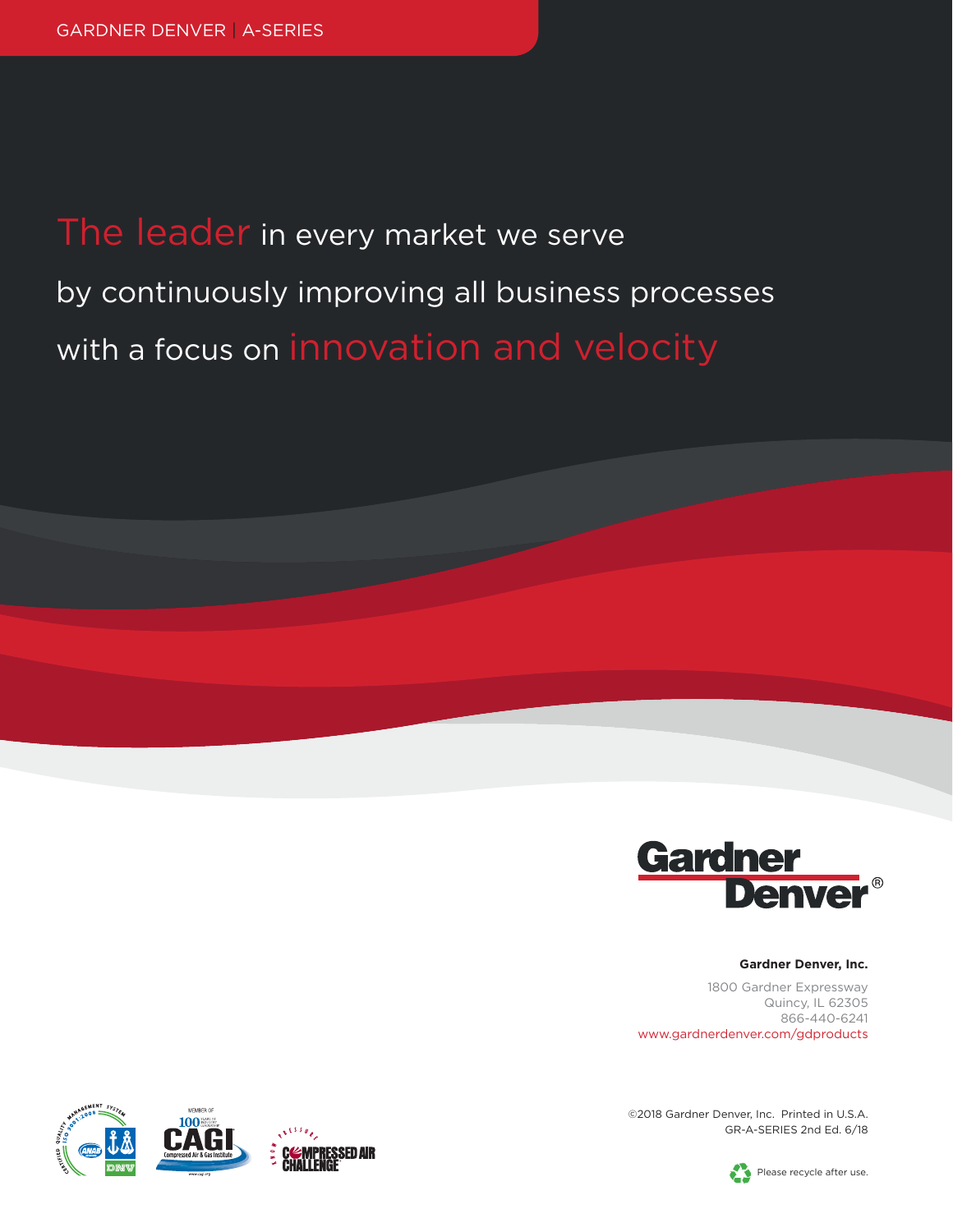The leader in every market we serve by continuously improving all business processes with a focus on innovation and velocity

Gardner Denver®

**Gardner Denver, Inc.**

1800 Gardner Expressway
Quincy, IL 62305
866-440-6241
www.gardnerdenver.com/gdproducts

©2018 Gardner Denver, Inc. Printed in U.S.A.
GR-A-SERIES 2nd Ed. 6/18

Please recycle after use.